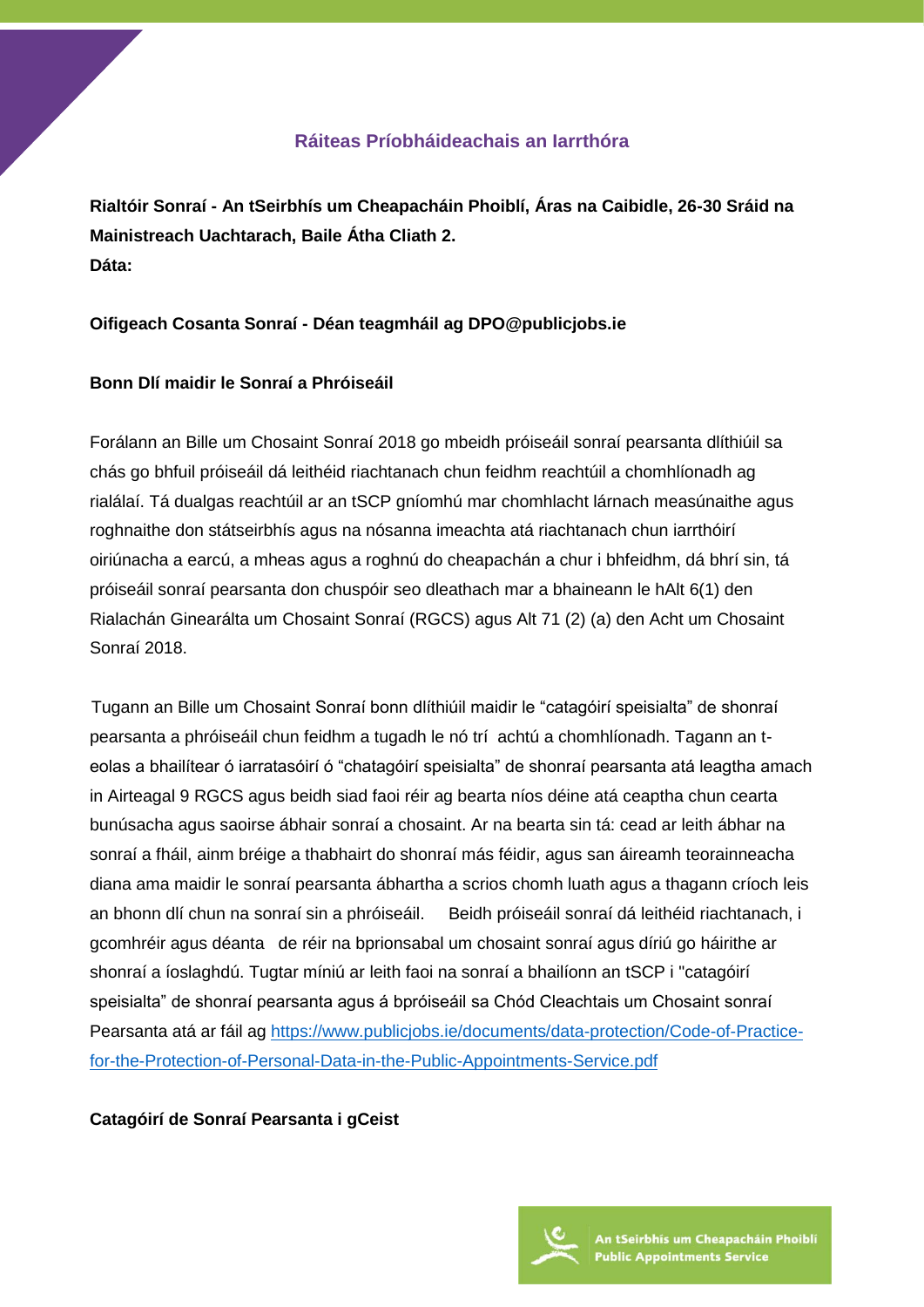## Ráiteas Príobháideachais an Iarrthóra

**Rialtóir Sonraí - An tSeirbhís um Cheapacháin Phoiblí, Áras na Caibidle, 26-30 Sráid na Mainistreach Uachtarach, Baile Átha Cliath 2.**
**Dáta:**

**Oifigeach Cosanta Sonraí - Déan teagmháil ag DPO@publicjobs.ie**

**Bonn Dlí maidir le Sonraí a Phróiseáil**

Forálann an Bille um Chosaint Sonraí 2018 go mbeidh próiseáil sonraí pearsanta dlíthiúil sa chás go bhfuil próiseáil dá leithéid riachtanach chun feidhm reachtúil a chomhlíonadh ag rialálaí. Tá dualgas reachtúil ar an tSCP gníomhú mar chomhlacht lárnach measúnaithe agus roghnaithe don státseirbhís agus na nósanna imeachta atá riachtanach chun iarrthóirí oiriúnacha a earcú, a mheas agus a roghnú do cheapachán a chur i bhfeidhm, dá bhrí sin, tá próiseáil sonraí pearsanta don chuspóir seo dleathach mar a bhaineann le hAlt 6(1) den Rialachán Ginearálta um Chosaint Sonraí (RGCS) agus Alt 71 (2) (a) den Acht um Chosaint Sonraí 2018.

Tugann an Bille um Chosaint Sonraí bonn dlíthiúil maidir le "catagóirí speisialta" de shonraí pearsanta a phróiseáil chun feidhm a tugadh le nó trí achtú a chomhlíonadh. Tagann an t-eolas a bhailítear ó iarratasóirí ó "chatagóirí speisialta" de shonraí pearsanta atá leagtha amach in Airteagal 9 RGCS agus beidh siad faoi réir ag bearta níos déine atá ceaptha chun cearta bunúsacha agus saoirse ábhair sonraí a chosaint. Ar na bearta sin tá: cead ar leith ábhar na sonraí a fháil, ainm bréige a thabhairt do shonraí más féidir, agus san áireamh teorainneacha diana ama maidir le sonraí pearsanta ábhartha a scrios chomh luath agus a thagann críoch leis an bhonn dlí chun na sonraí sin a phróiseáil. Beidh próiseáil sonraí dá leithéid riachtanach, i gcomhréir agus déanta de réir na bprionsabal um chosaint sonraí agus díriú go háirithe ar shonraí a íoslaghdú. Tugtar míniú ar leith faoi na sonraí a bhailíonn an tSCP i "catagóirí speisialta" de shonraí pearsanta agus á bpróiseáil sa Chód Cleachtais um Chosaint sonraí Pearsanta atá ar fáil ag [https://www.publicjobs.ie/documents/data-protection/Code-of-Practice-for-the-Protection-of-Personal-Data-in-the-Public-Appointments-Service.pdf](https://www.publicjobs.ie/documents/data-protection/Code-of-Practice-for-the-Protection-of-Personal-Data-in-the-Public-Appointments-Service.pdf)

**Catagóirí de Sonraí Pearsanta i gCeist**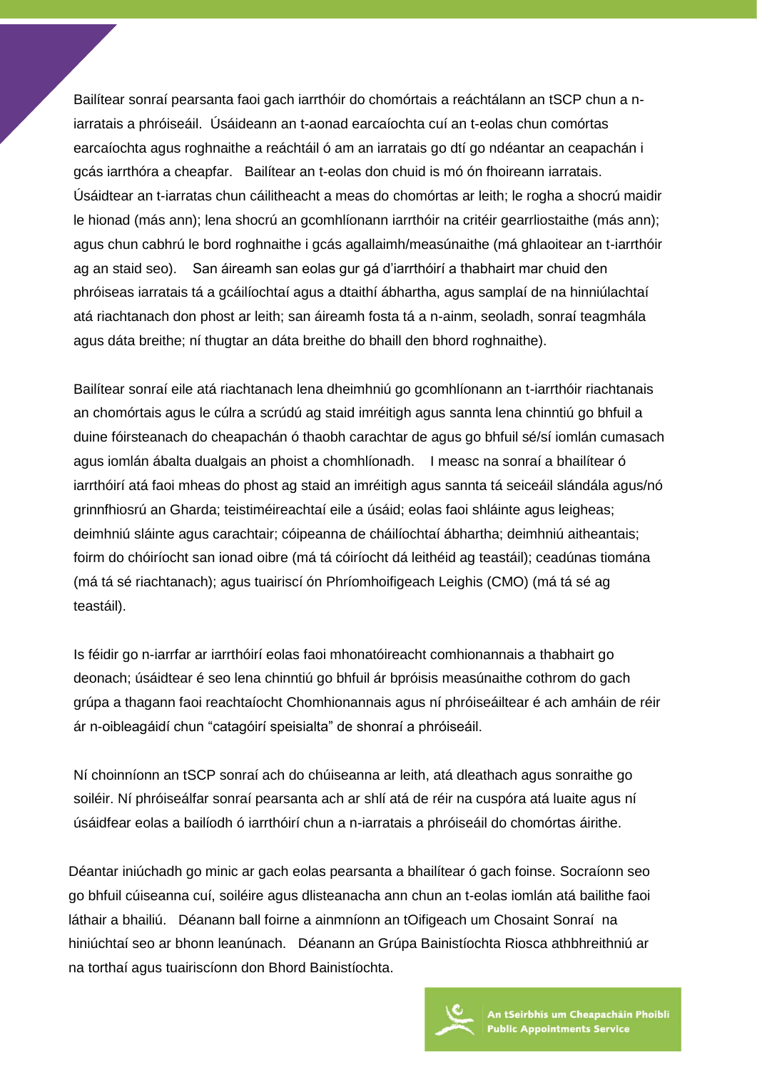Bailítear sonraí pearsanta faoi gach iarrthóir do chomórtais a reáchtálann an tSCP chun a n-iarratais a phróiseáil. Úsáideann an t-aonad earcaíochta cuí an t-eolas chun comórtas earcaíochta agus roghnaithe a reáchtáil ó am an iarratais go dtí go ndéantar an ceapachán i gcás iarrthóra a cheapfar. Bailítear an t-eolas don chuid is mó ón fhoireann iarratais. Úsáidtear an t-iarratas chun cáilitheacht a meas do chomórtas ar leith; le rogha a shocrú maidir le hionad (más ann); lena shocrú an gcomhlíonann iarrthóir na critéir gearrliostaithe (más ann); agus chun cabhrú le bord roghnaithe i gcás agallaimh/measúnaithe (má ghlaoitear an t-iarrthóir ag an staid seo). San áireamh san eolas gur gá d'iarrthóirí a thabhairt mar chuid den phróiseas iarratais tá a gcáilíochtaí agus a dtaithí ábhartha, agus samplaí de na hinniúlachtaí atá riachtanach don phost ar leith; san áireamh fosta tá a n-ainm, seoladh, sonraí teagmhála agus dáta breithe; ní thugtar an dáta breithe do bhaill den bhord roghnaithe).

Bailítear sonraí eile atá riachtanach lena dheimhniú go gcomhlíonann an t-iarrthóir riachtanais an chomórtais agus le cúlra a scrúdú ag staid imréitigh agus sannta lena chinntiú go bhfuil a duine fóirsteanach do cheapachán ó thaobh carachtar de agus go bhfuil sé/sí iomlán cumasach agus iomlán ábalta dualgais an phoist a chomhlíonadh. I measc na sonraí a bhailítear ó iarrthóirí atá faoi mheas do phost ag staid an imréitigh agus sannta tá seiceáil slándála agus/nó grinnfhiosrú an Gharda; teistiméireachtaí eile a úsáid; eolas faoi shláinte agus leigheas; deimhniú sláinte agus carachtair; cóipeanna de cháilíochtaí ábhartha; deimhniú aitheantais; foirm do chóiríocht san ionad oibre (má tá cóiríocht dá leithéid ag teastáil); ceadúnas tiomána (má tá sé riachtanach); agus tuairiscí ón Phríomhoifigeach Leighis (CMO) (má tá sé ag teastáil).

Is féidir go n-iarrfar ar iarrthóirí eolas faoi mhonatóireacht comhionannais a thabhairt go deonach; úsáidtear é seo lena chinntiú go bhfuil ár bpróisis measúnaithe cothrom do gach grúpa a thagann faoi reachtaíocht Chomhionannais agus ní phróiseáiltear é ach amháin de réir ár n-oibleagáidí chun "catagóirí speisialta" de shonraí a phróiseáil.

Ní choinníonn an tSCP sonraí ach do chúiseanna ar leith, atá dleathach agus sonraithe go soiléir. Ní phróiseálfar sonraí pearsanta ach ar shlí atá de réir na cuspóra atá luaite agus ní úsáidfear eolas a bailíodh ó iarrthóirí chun a n-iarratais a phróiseáil do chomórtas áirithe.

Déantar iniúchadh go minic ar gach eolas pearsanta a bhailítear ó gach foinse. Socraíonn seo go bhfuil cúiseanna cuí, soiléire agus dlisteanacha ann chun an t-eolas iomlán atá bailithe faoi láthair a bhailiú. Déanann ball foirne a ainmníonn an tOifigeach um Chosaint Sonraí na hiniúchtaí seo ar bhonn leanúnach. Déanann an Grúpa Bainistíochta Riosca athbhreithniú ar na torthaí agus tuairiscíonn don Bhord Bainistíochta.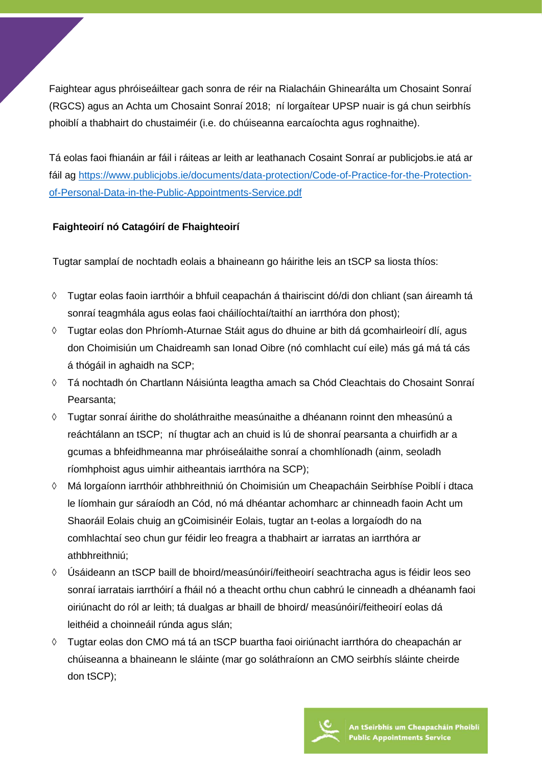Faightear agus phróiseáiltear gach sonra de réir na Rialacháin Ghinearálta um Chosaint Sonraí (RGCS) agus an Achta um Chosaint Sonraí 2018; ní lorgaítear UPSP nuair is gá chun seirbhís phoiblí a thabhairt do chustaiméir (i.e. do chúiseanna earcaíochta agus roghnaithe).

Tá eolas faoi fhianáin ar fáil i ráiteas ar leith ar leathanach Cosaint Sonraí ar publicjobs.ie atá ar fáil ag [https://www.publicjobs.ie/documents/data-protection/Code-of-Practice-for-the-Protection-of-Personal-Data-in-the-Public-Appointments-Service.pdf](https://www.publicjobs.ie/documents/data-protection/Code-of-Practice-for-the-Protection-of-Personal-Data-in-the-Public-Appointments-Service.pdf)

**Faighteoirí nó Catagóirí de Fhaighteoirí**

Tugtar samplaí de nochtadh eolais a bhaineann go háirithe leis an tSCP sa liosta thíos:

- Tugtar eolas faoin iarrthóir a bhfuil ceapachán á thairiscint dó/di don chliant (san áireamh tá sonraí teagmhála agus eolas faoi cháilíochtaí/taithí an iarrthóra don phost);
- Tugtar eolas don Phríomh-Aturnae Stáit agus do dhuine ar bith dá gcomhairleoirí dlí, agus don Choimisiún um Chaidreamh san Ionad Oibre (nó comhlacht cuí eile) más gá má tá cás á thógáil in aghaidh na SCP;
- Tá nochtadh ón Chartlann Náisiúnta leagtha amach sa Chód Cleachtais do Chosaint Sonraí Pearsanta;
- Tugtar sonraí áirithe do sholáthraithe measúnaithe a dhéanann roinnt den mheasúnú a reáchtálann an tSCP; ní thugtar ach an chuid is lú de shonraí pearsanta a chuirfidh ar a gcumas a bhfeidhmeanna mar phróiseálaithe sonraí a chomhlíonadh (ainm, seoladh ríomhphoist agus uimhir aitheantais iarrthóra na SCP);
- Má lorgaíonn iarrthóir athbhreithniú ón Choimisiún um Cheapacháin Seirbhíse Poiblí i dtaca le líomhain gur sáraíodh an Cód, nó má dhéantar achomharc ar chinneadh faoin Acht um Shaoráil Eolais chuig an gCoimisinéir Eolais, tugtar an t-eolas a lorgaíodh do na comhlachtaí seo chun gur féidir leo freagra a thabhairt ar iarratas an iarrthóra ar athbhreithniú;
- Úsáideann an tSCP baill de bhoird/measúnóirí/feitheoirí seachtracha agus is féidir leos seo sonraí iarratais iarrthóirí a fháil nó a theacht orthu chun cabhrú le cinneadh a dhéanamh faoi oiriúnacht do ról ar leith; tá dualgas ar bhaill de bhoird/ measúnóirí/feitheoirí eolas dá leithéid a choinneáil rúnda agus slán;
- Tugtar eolas don CMO má tá an tSCP buartha faoi oiriúnacht iarrthóra do cheapachán ar chúiseanna a bhaineann le sláinte (mar go soláthraíonn an CMO seirbhís sláinte cheirde don tSCP);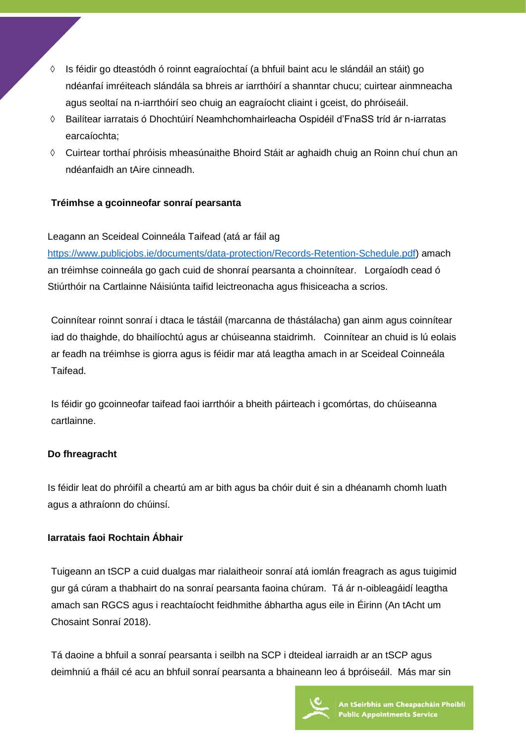- ◊ Is féidir go dteastódh ó roinnt eagraíochtaí (a bhfuil baint acu le slándáil an stáit) go ndéanfaí imréiteach slándála sa bhreis ar iarrthóirí a shanntar chucu; cuirtear ainmneacha agus seoltaí na n-iarrthóirí seo chuig an eagraíocht cliaint i gceist, do phróiseáil.
- ◊ Bailítear iarratais ó Dhochtúirí Neamhchomhairleacha Ospidéil d'FnaSS tríd ár n-iarratas earcaíochta;
- ◊ Cuirtear torthaí phróisis mheasúnaithe Bhoird Stáit ar aghaidh chuig an Roinn chuí chun an ndéanfaidh an tAire cinneadh.

**Tréimhse a gcoinneofar sonraí pearsanta**

Leagann an Sceideal Coinneála Taifead (atá ar fáil ag https://www.publicjobs.ie/documents/data-protection/Records-Retention-Schedule.pdf) amach an tréimhse coinneála go gach cuid de shonraí pearsanta a choinnítear. Lorgaíodh cead ó Stiúrthóir na Cartlainne Náisiúnta taifid leictreonacha agus fhisiceacha a scrios.

Coinnítear roinnt sonraí i dtaca le tástáil (marcanna de thástálacha) gan ainm agus coinnítear iad do thaighde, do bhailíochtú agus ar chúiseanna staidrimh. Coinnítear an chuid is lú eolais ar feadh na tréimhse is giorra agus is féidir mar atá leagtha amach in ar Sceideal Coinneála Taifead.

Is féidir go gcoinneofar taifead faoi iarrthóir a bheith páirteach i gcomórtas, do chúiseanna cartlainne.

**Do fhreagracht**

Is féidir leat do phróifíl a cheartú am ar bith agus ba chóir duit é sin a dhéanamh chomh luath agus a athraíonn do chúinsí.

**Iarratais faoi Rochtain Ábhair**

Tuigeann an tSCP a cuid dualgas mar rialaitheoir sonraí atá iomlán freagrach as agus tuigimid gur gá cúram a thabhairt do na sonraí pearsanta faoina chúram. Tá ár n-oibleagáidí leagtha amach san RGCS agus i reachtaíocht feidhmithe ábhartha agus eile in Éirinn (An tAcht um Chosaint Sonraí 2018).

Tá daoine a bhfuil a sonraí pearsanta i seilbh na SCP i dteideal iarraidh ar an tSCP agus deimhniú a fháil cé acu an bhfuil sonraí pearsanta a bhaineann leo á bpróiseáil. Más mar sin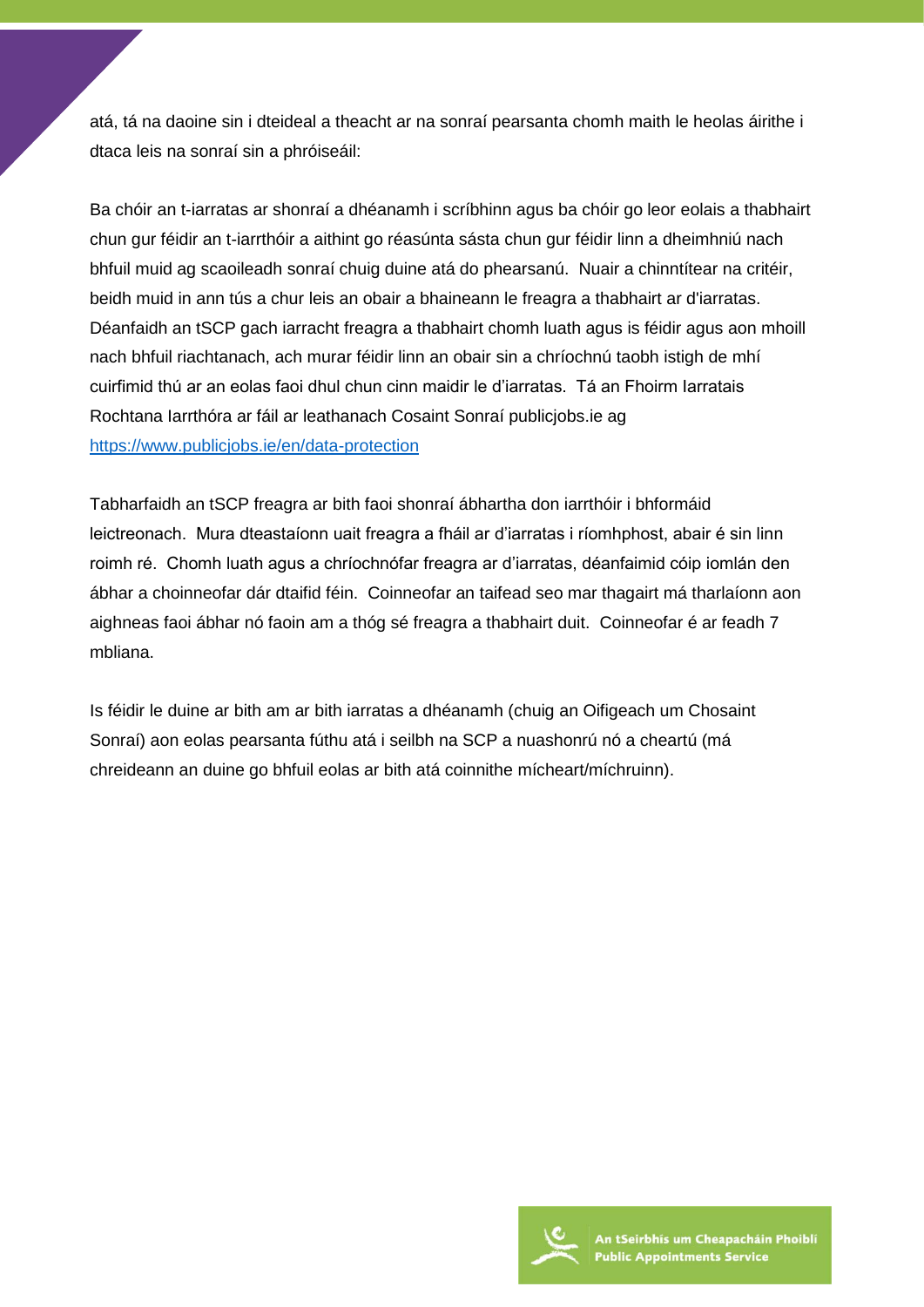atá, tá na daoine sin i dteideal a theacht ar na sonraí pearsanta chomh maith le heolas áirithe i dtaca leis na sonraí sin a phróiseáil:

Ba chóir an t-iarratas ar shonraí a dhéanamh i scríbhinn agus ba chóir go leor eolais a thabhairt chun gur féidir an t-iarrthóir a aithint go réasúnta sásta chun gur féidir linn a dheimhniú nach bhfuil muid ag scaoileadh sonraí chuig duine atá do phearsanú. Nuair a chinntítear na critéir, beidh muid in ann tús a chur leis an obair a bhaineann le freagra a thabhairt ar d'iarratas. Déanfaidh an tSCP gach iarracht freagra a thabhairt chomh luath agus is féidir agus aon mhoill nach bhfuil riachtanach, ach murar féidir linn an obair sin a chríochnú taobh istigh de mhí cuirfimid thú ar an eolas faoi dhul chun cinn maidir le d'iarratas. Tá an Fhoirm Iarratais Rochtana Iarrthóra ar fáil ar leathanach Cosaint Sonraí publicjobs.ie ag [https://www.publicjobs.ie/en/data-protection](https://www.publicjobs.ie/en/data-protection)

Tabharfaidh an tSCP freagra ar bith faoi shonraí ábhartha don iarrthóir i bhformáid leictreonach. Mura dteastaíonn uait freagra a fháil ar d'iarratas i ríomhphost, abair é sin linn roimh ré. Chomh luath agus a chríochnófar freagra ar d'iarratas, déanfaimid cóip iomlán den ábhar a choinneofar dár dtaifid féin. Coinneofar an taifead seo mar thagairt má tharlaíonn aon aighneas faoi ábhar nó faoin am a thóg sé freagra a thabhairt duit. Coinneofar é ar feadh 7 mbliana.

Is féidir le duine ar bith am ar bith iarratas a dhéanamh (chuig an Oifigeach um Chosaint Sonraí) aon eolas pearsanta fúthu atá i seilbh na SCP a nuashonrú nó a cheartú (má chreideann an duine go bhfuil eolas ar bith atá coinnithe mícheart/míchruinn).